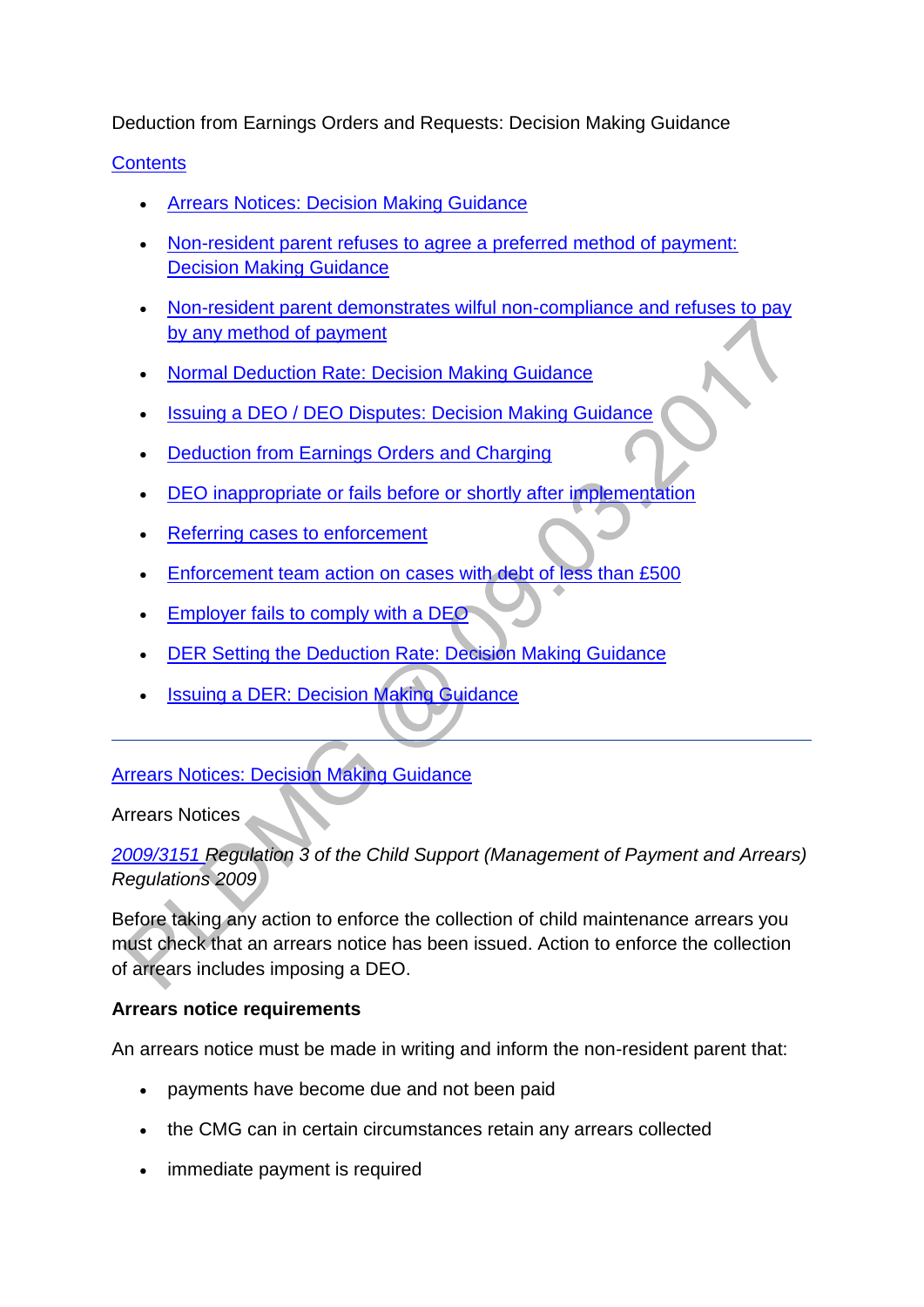Deduction from Earnings Orders and Requests: Decision Making Guidance

Contents

- Arrears Notices: Decision Making Guidance
- Non-resident parent refuses to agree a preferred method of payment: Decision Making Guidance
- Non-resident parent demonstrates wilful non-compliance and refuses to pay by any method of payment
- Normal Deduction Rate: Decision Making Guidance
- Issuing a DEO / DEO Disputes: Decision Making Guidance
- Deduction from Earnings Orders and Charging
- DEO inappropriate or fails before or shortly after implementation
- Referring cases to enforcement
- Enforcement team action on cases with debt of less than £500
- Employer fails to comply with a DEO
- DER Setting the Deduction Rate: Decision Making Guidance
- Issuing a DER: Decision Making Guidance

---

Arrears Notices: Decision Making Guidance

Arrears Notices

*2009/3151 Regulation 3 of the Child Support (Management of Payment and Arrears) Regulations 2009*

Before taking any action to enforce the collection of child maintenance arrears you must check that an arrears notice has been issued. Action to enforce the collection of arrears includes imposing a DEO.

**Arrears notice requirements**

An arrears notice must be made in writing and inform the non-resident parent that:

- payments have become due and not been paid
- the CMG can in certain circumstances retain any arrears collected
- immediate payment is required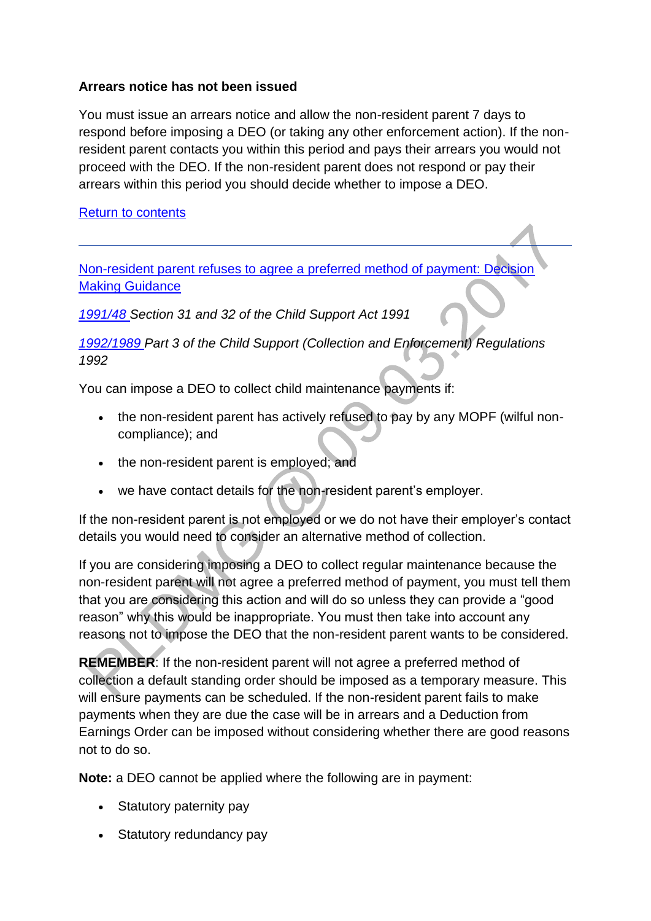**Arrears notice has not been issued**

You must issue an arrears notice and allow the non-resident parent 7 days to respond before imposing a DEO (or taking any other enforcement action). If the non-resident parent contacts you within this period and pays their arrears you would not proceed with the DEO. If the non-resident parent does not respond or pay their arrears within this period you should decide whether to impose a DEO.

Return to contents

---

Non-resident parent refuses to agree a preferred method of payment: Decision Making Guidance

*1991/48 Section 31 and 32 of the Child Support Act 1991*

*1992/1989 Part 3 of the Child Support (Collection and Enforcement) Regulations 1992*

You can impose a DEO to collect child maintenance payments if:

- the non-resident parent has actively refused to pay by any MOPF (wilful non-compliance); and
- the non-resident parent is employed; and
- we have contact details for the non-resident parent's employer.

If the non-resident parent is not employed or we do not have their employer's contact details you would need to consider an alternative method of collection.

If you are considering imposing a DEO to collect regular maintenance because the non-resident parent will not agree a preferred method of payment, you must tell them that you are considering this action and will do so unless they can provide a "good reason" why this would be inappropriate. You must then take into account any reasons not to impose the DEO that the non-resident parent wants to be considered.

**REMEMBER**: If the non-resident parent will not agree a preferred method of collection a default standing order should be imposed as a temporary measure. This will ensure payments can be scheduled. If the non-resident parent fails to make payments when they are due the case will be in arrears and a Deduction from Earnings Order can be imposed without considering whether there are good reasons not to do so.

**Note:** a DEO cannot be applied where the following are in payment:

- Statutory paternity pay
- Statutory redundancy pay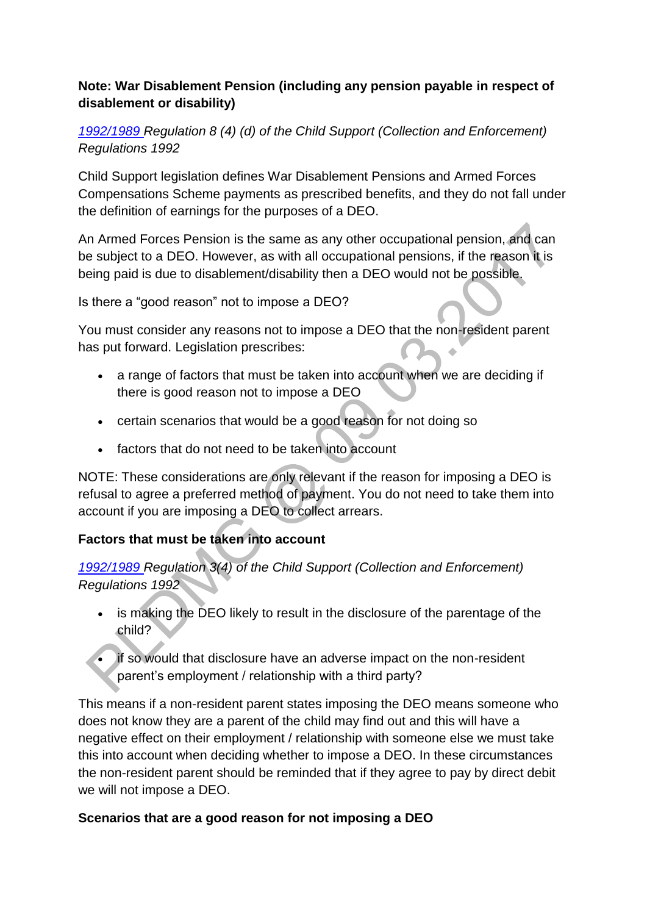**Note: War Disablement Pension (including any pension payable in respect of disablement or disability)**

*1992/1989 Regulation 8 (4) (d) of the Child Support (Collection and Enforcement) Regulations 1992*

Child Support legislation defines War Disablement Pensions and Armed Forces Compensations Scheme payments as prescribed benefits, and they do not fall under the definition of earnings for the purposes of a DEO.

An Armed Forces Pension is the same as any other occupational pension, and can be subject to a DEO. However, as with all occupational pensions, if the reason it is being paid is due to disablement/disability then a DEO would not be possible.

Is there a "good reason" not to impose a DEO?

You must consider any reasons not to impose a DEO that the non-resident parent has put forward. Legislation prescribes:

- a range of factors that must be taken into account when we are deciding if there is good reason not to impose a DEO
- certain scenarios that would be a good reason for not doing so
- factors that do not need to be taken into account

NOTE: These considerations are only relevant if the reason for imposing a DEO is refusal to agree a preferred method of payment. You do not need to take them into account if you are imposing a DEO to collect arrears.

**Factors that must be taken into account**

*1992/1989 Regulation 3(4) of the Child Support (Collection and Enforcement) Regulations 1992*

- is making the DEO likely to result in the disclosure of the parentage of the child?
- if so would that disclosure have an adverse impact on the non-resident parent's employment / relationship with a third party?

This means if a non-resident parent states imposing the DEO means someone who does not know they are a parent of the child may find out and this will have a negative effect on their employment / relationship with someone else we must take this into account when deciding whether to impose a DEO. In these circumstances the non-resident parent should be reminded that if they agree to pay by direct debit we will not impose a DEO.

**Scenarios that are a good reason for not imposing a DEO**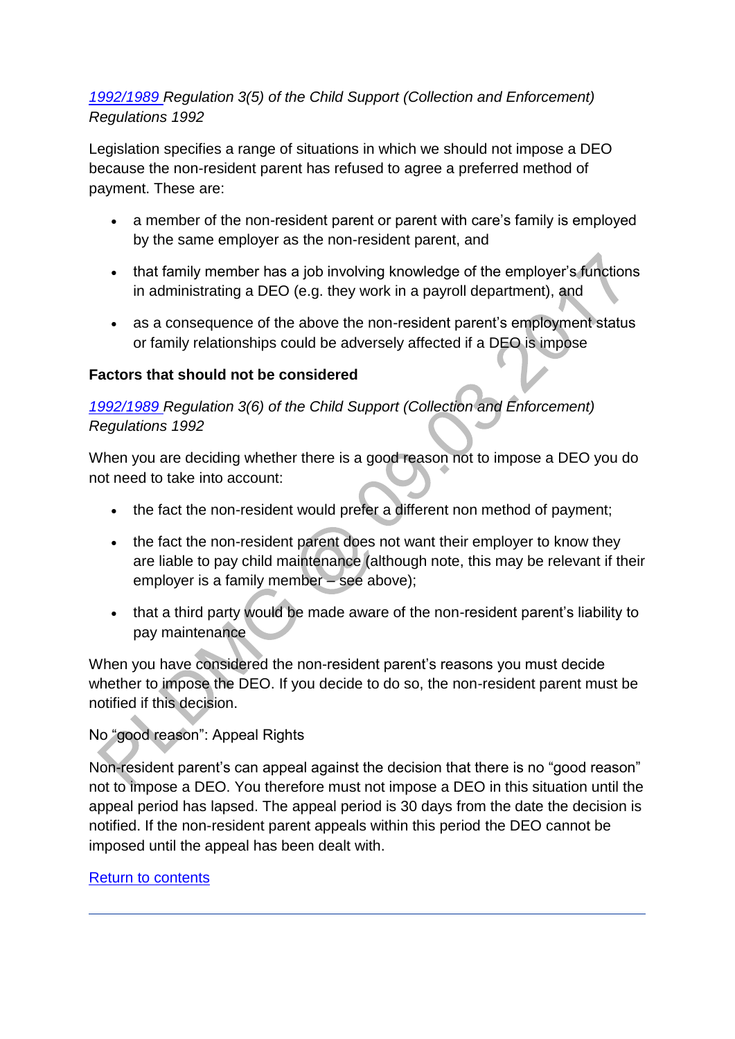*[1992/1989](#) Regulation 3(5) of the Child Support (Collection and Enforcement) Regulations 1992*

Legislation specifies a range of situations in which we should not impose a DEO because the non-resident parent has refused to agree a preferred method of payment. These are:

- a member of the non-resident parent or parent with care's family is employed by the same employer as the non-resident parent, and
- that family member has a job involving knowledge of the employer's functions in administrating a DEO (e.g. they work in a payroll department), and
- as a consequence of the above the non-resident parent's employment status or family relationships could be adversely affected if a DEO is impose

**Factors that should not be considered**

*[1992/1989](#) Regulation 3(6) of the Child Support (Collection and Enforcement) Regulations 1992*

When you are deciding whether there is a good reason not to impose a DEO you do not need to take into account:

- the fact the non-resident would prefer a different non method of payment;
- the fact the non-resident parent does not want their employer to know they are liable to pay child maintenance (although note, this may be relevant if their employer is a family member – see above);
- that a third party would be made aware of the non-resident parent's liability to pay maintenance

When you have considered the non-resident parent's reasons you must decide whether to impose the DEO. If you decide to do so, the non-resident parent must be notified if this decision.

No "good reason": Appeal Rights

Non-resident parent's can appeal against the decision that there is no "good reason" not to impose a DEO. You therefore must not impose a DEO in this situation until the appeal period has lapsed. The appeal period is 30 days from the date the decision is notified. If the non-resident parent appeals within this period the DEO cannot be imposed until the appeal has been dealt with.

[Return to contents](#)

---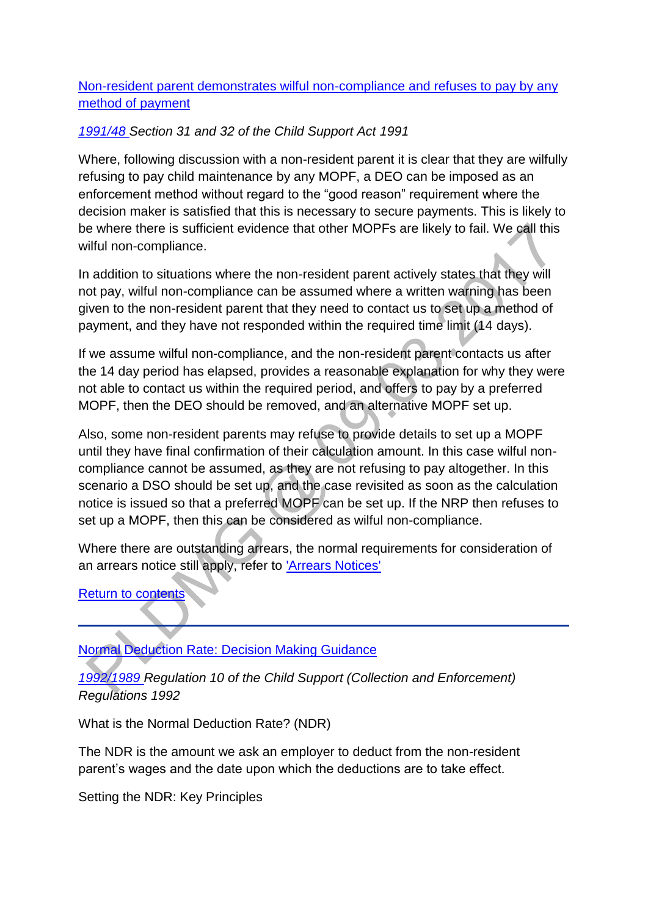## [Non-resident parent demonstrates wilful non-compliance and refuses to pay by any method of payment]()

*[1991/48]() Section 31 and 32 of the Child Support Act 1991*

Where, following discussion with a non-resident parent it is clear that they are wilfully refusing to pay child maintenance by any MOPF, a DEO can be imposed as an enforcement method without regard to the "good reason" requirement where the decision maker is satisfied that this is necessary to secure payments. This is likely to be where there is sufficient evidence that other MOPFs are likely to fail. We call this wilful non-compliance.

In addition to situations where the non-resident parent actively states that they will not pay, wilful non-compliance can be assumed where a written warning has been given to the non-resident parent that they need to contact us to set up a method of payment, and they have not responded within the required time limit (14 days).

If we assume wilful non-compliance, and the non-resident parent contacts us after the 14 day period has elapsed, provides a reasonable explanation for why they were not able to contact us within the required period, and offers to pay by a preferred MOPF, then the DEO should be removed, and an alternative MOPF set up.

Also, some non-resident parents may refuse to provide details to set up a MOPF until they have final confirmation of their calculation amount. In this case wilful non-compliance cannot be assumed, as they are not refusing to pay altogether. In this scenario a DSO should be set up, and the case revisited as soon as the calculation notice is issued so that a preferred MOPF can be set up. If the NRP then refuses to set up a MOPF, then this can be considered as wilful non-compliance.

Where there are outstanding arrears, the normal requirements for consideration of an arrears notice still apply, refer to ['Arrears Notices']()

[Return to contents]()

---

## [Normal Deduction Rate: Decision Making Guidance]()

*[1992/1989]() Regulation 10 of the Child Support (Collection and Enforcement) Regulations 1992*

What is the Normal Deduction Rate? (NDR)

The NDR is the amount we ask an employer to deduct from the non-resident parent's wages and the date upon which the deductions are to take effect.

Setting the NDR: Key Principles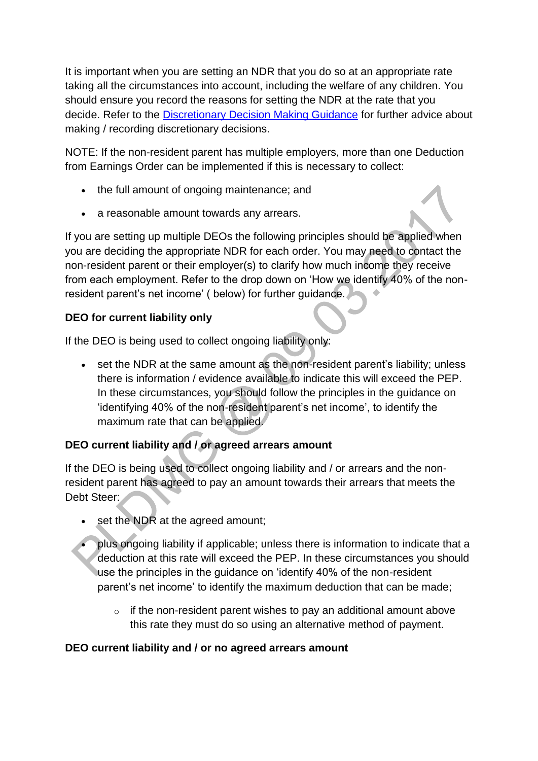It is important when you are setting an NDR that you do so at an appropriate rate taking all the circumstances into account, including the welfare of any children. You should ensure you record the reasons for setting the NDR at the rate that you decide. Refer to the [Discretionary Decision Making Guidance]() for further advice about making / recording discretionary decisions.

NOTE: If the non-resident parent has multiple employers, more than one Deduction from Earnings Order can be implemented if this is necessary to collect:

- the full amount of ongoing maintenance; and
- a reasonable amount towards any arrears.

If you are setting up multiple DEOs the following principles should be applied when you are deciding the appropriate NDR for each order. You may need to contact the non-resident parent or their employer(s) to clarify how much income they receive from each employment. Refer to the drop down on 'How we identify 40% of the non-resident parent's net income' ( below) for further guidance.

**DEO for current liability only**

If the DEO is being used to collect ongoing liability only:

- set the NDR at the same amount as the non-resident parent's liability; unless there is information / evidence available to indicate this will exceed the PEP. In these circumstances, you should follow the principles in the guidance on 'identifying 40% of the non-resident parent's net income', to identify the maximum rate that can be applied.

**DEO current liability and / or agreed arrears amount**

If the DEO is being used to collect ongoing liability and / or arrears and the non-resident parent has agreed to pay an amount towards their arrears that meets the Debt Steer:

- set the NDR at the agreed amount;
- plus ongoing liability if applicable; unless there is information to indicate that a deduction at this rate will exceed the PEP. In these circumstances you should use the principles in the guidance on 'identify 40% of the non-resident parent's net income' to identify the maximum deduction that can be made;
    - if the non-resident parent wishes to pay an additional amount above this rate they must do so using an alternative method of payment.

**DEO current liability and / or no agreed arrears amount**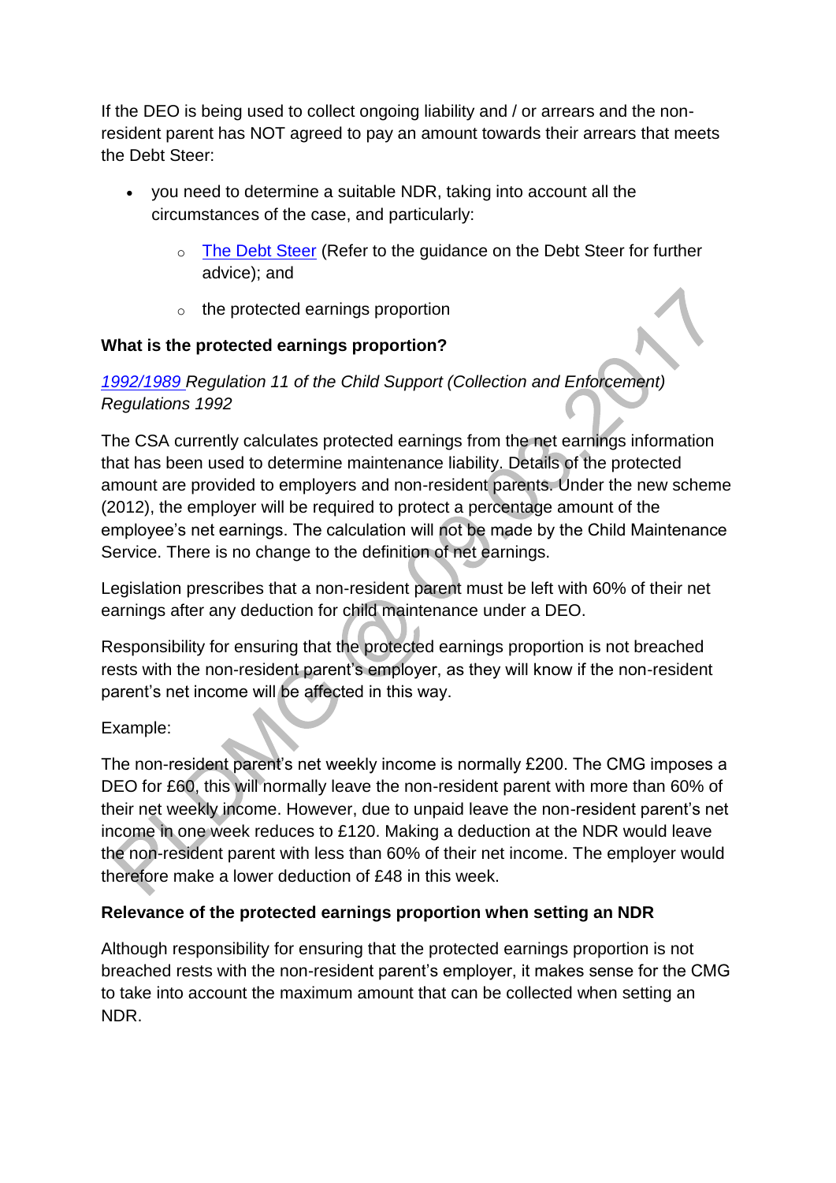If the DEO is being used to collect ongoing liability and / or arrears and the non-resident parent has NOT agreed to pay an amount towards their arrears that meets the Debt Steer:

- you need to determine a suitable NDR, taking into account all the circumstances of the case, and particularly:
  - The Debt Steer (Refer to the guidance on the Debt Steer for further advice); and
  - the protected earnings proportion

**What is the protected earnings proportion?**

*1992/1989 Regulation 11 of the Child Support (Collection and Enforcement) Regulations 1992*

The CSA currently calculates protected earnings from the net earnings information that has been used to determine maintenance liability. Details of the protected amount are provided to employers and non-resident parents. Under the new scheme (2012), the employer will be required to protect a percentage amount of the employee's net earnings. The calculation will not be made by the Child Maintenance Service. There is no change to the definition of net earnings.

Legislation prescribes that a non-resident parent must be left with 60% of their net earnings after any deduction for child maintenance under a DEO.

Responsibility for ensuring that the protected earnings proportion is not breached rests with the non-resident parent's employer, as they will know if the non-resident parent's net income will be affected in this way.

Example:

The non-resident parent's net weekly income is normally £200. The CMG imposes a DEO for £60, this will normally leave the non-resident parent with more than 60% of their net weekly income. However, due to unpaid leave the non-resident parent's net income in one week reduces to £120. Making a deduction at the NDR would leave the non-resident parent with less than 60% of their net income. The employer would therefore make a lower deduction of £48 in this week.

**Relevance of the protected earnings proportion when setting an NDR**

Although responsibility for ensuring that the protected earnings proportion is not breached rests with the non-resident parent's employer, it makes sense for the CMG to take into account the maximum amount that can be collected when setting an NDR.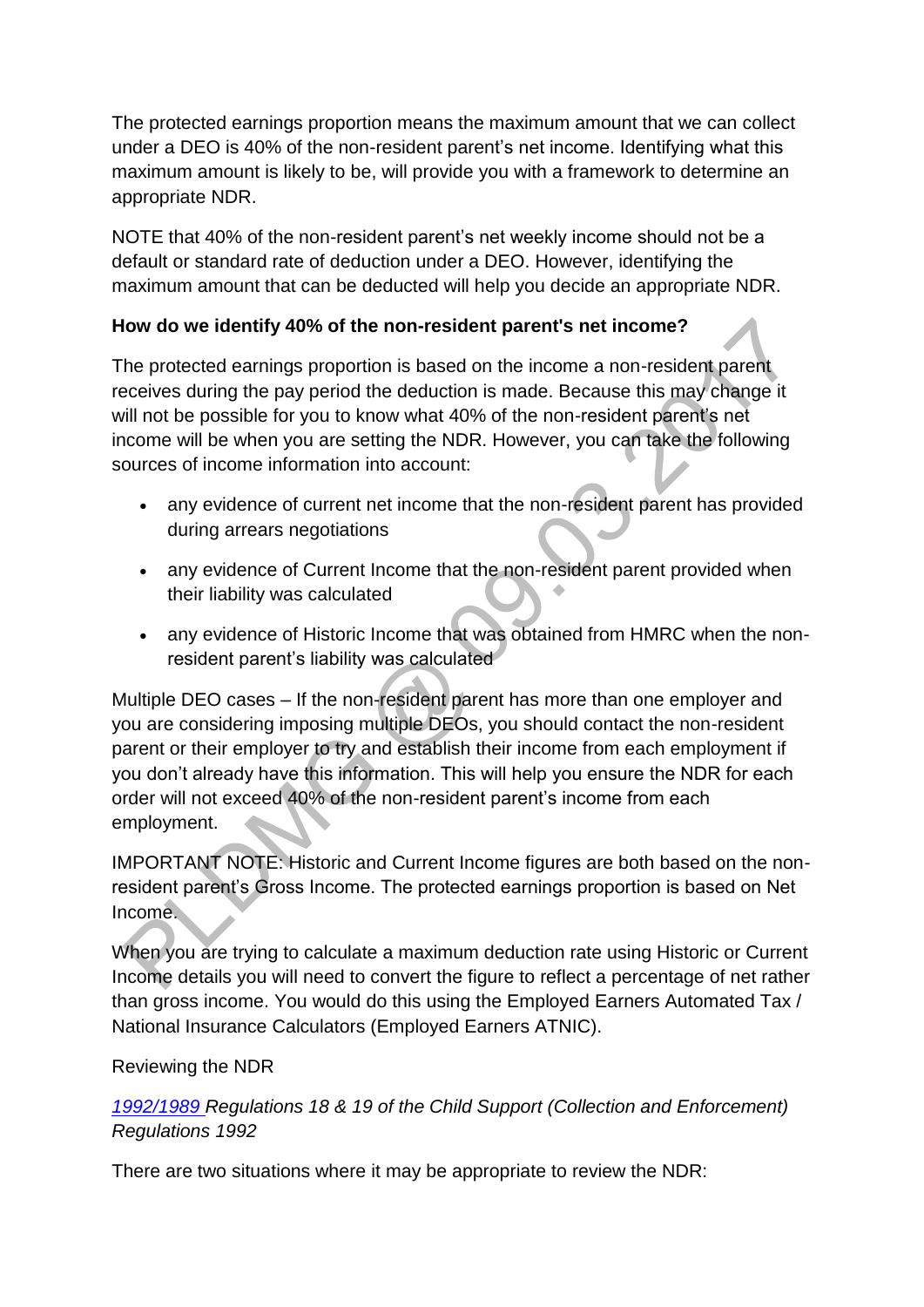The protected earnings proportion means the maximum amount that we can collect under a DEO is 40% of the non-resident parent's net income. Identifying what this maximum amount is likely to be, will provide you with a framework to determine an appropriate NDR.

NOTE that 40% of the non-resident parent's net weekly income should not be a default or standard rate of deduction under a DEO. However, identifying the maximum amount that can be deducted will help you decide an appropriate NDR.

**How do we identify 40% of the non-resident parent's net income?**

The protected earnings proportion is based on the income a non-resident parent receives during the pay period the deduction is made. Because this may change it will not be possible for you to know what 40% of the non-resident parent's net income will be when you are setting the NDR. However, you can take the following sources of income information into account:

- any evidence of current net income that the non-resident parent has provided during arrears negotiations
- any evidence of Current Income that the non-resident parent provided when their liability was calculated
- any evidence of Historic Income that was obtained from HMRC when the non-resident parent's liability was calculated

Multiple DEO cases – If the non-resident parent has more than one employer and you are considering imposing multiple DEOs, you should contact the non-resident parent or their employer to try and establish their income from each employment if you don't already have this information. This will help you ensure the NDR for each order will not exceed 40% of the non-resident parent's income from each employment.

IMPORTANT NOTE: Historic and Current Income figures are both based on the non-resident parent's Gross Income. The protected earnings proportion is based on Net Income.

When you are trying to calculate a maximum deduction rate using Historic or Current Income details you will need to convert the figure to reflect a percentage of net rather than gross income. You would do this using the Employed Earners Automated Tax / National Insurance Calculators (Employed Earners ATNIC).

Reviewing the NDR

*1992/1989 Regulations 18 & 19 of the Child Support (Collection and Enforcement) Regulations 1992*

There are two situations where it may be appropriate to review the NDR: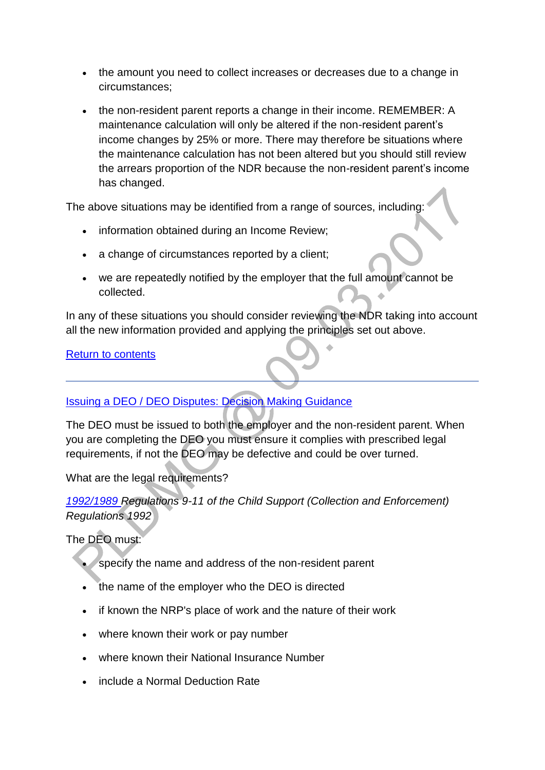- the amount you need to collect increases or decreases due to a change in circumstances;
- the non-resident parent reports a change in their income. REMEMBER: A maintenance calculation will only be altered if the non-resident parent's income changes by 25% or more. There may therefore be situations where the maintenance calculation has not been altered but you should still review the arrears proportion of the NDR because the non-resident parent's income has changed.

The above situations may be identified from a range of sources, including:

- information obtained during an Income Review;
- a change of circumstances reported by a client;
- we are repeatedly notified by the employer that the full amount cannot be collected.

In any of these situations you should consider reviewing the NDR taking into account all the new information provided and applying the principles set out above.

Return to contents

---

## Issuing a DEO / DEO Disputes: Decision Making Guidance

The DEO must be issued to both the employer and the non-resident parent. When you are completing the DEO you must ensure it complies with prescribed legal requirements, if not the DEO may be defective and could be over turned.

What are the legal requirements?

*1992/1989 Regulations 9-11 of the Child Support (Collection and Enforcement) Regulations 1992*

The DEO must:

- specify the name and address of the non-resident parent
- the name of the employer who the DEO is directed
- if known the NRP's place of work and the nature of their work
- where known their work or pay number
- where known their National Insurance Number
- include a Normal Deduction Rate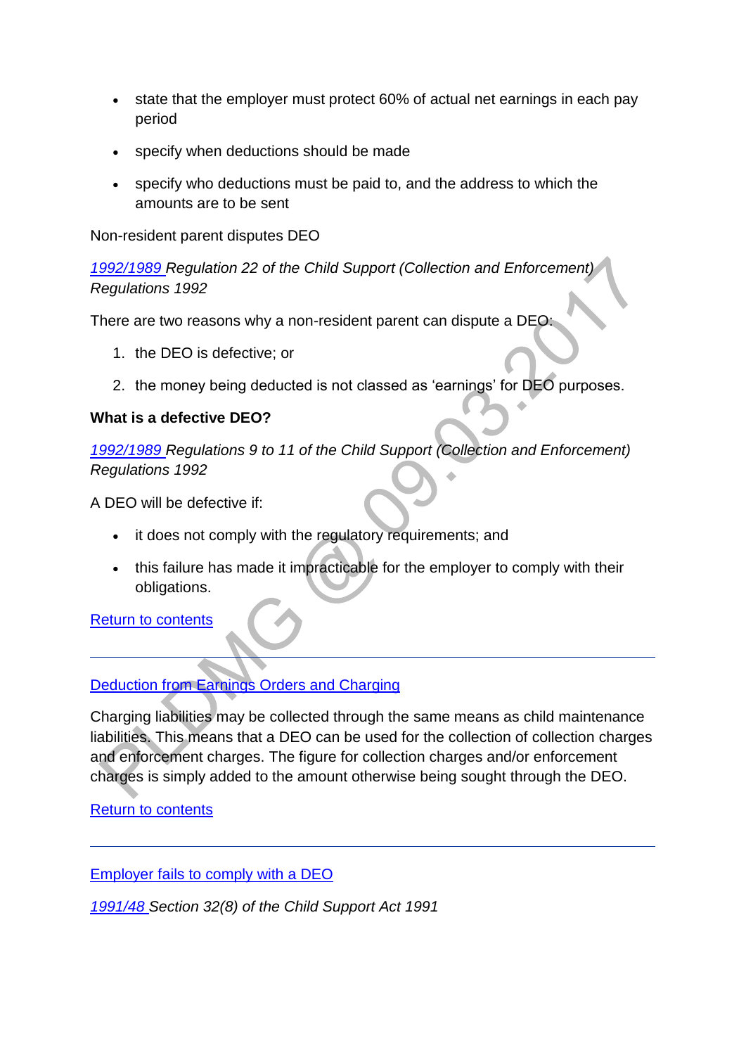- state that the employer must protect 60% of actual net earnings in each pay period
- specify when deductions should be made
- specify who deductions must be paid to, and the address to which the amounts are to be sent

Non-resident parent disputes DEO

*1992/1989 Regulation 22 of the Child Support (Collection and Enforcement) Regulations 1992*

There are two reasons why a non-resident parent can dispute a DEO:

1. the DEO is defective; or
2. the money being deducted is not classed as 'earnings' for DEO purposes.

**What is a defective DEO?**

*1992/1989 Regulations 9 to 11 of the Child Support (Collection and Enforcement) Regulations 1992*

A DEO will be defective if:

- it does not comply with the regulatory requirements; and
- this failure has made it impracticable for the employer to comply with their obligations.

Return to contents

---

Deduction from Earnings Orders and Charging

Charging liabilities may be collected through the same means as child maintenance liabilities. This means that a DEO can be used for the collection of collection charges and enforcement charges. The figure for collection charges and/or enforcement charges is simply added to the amount otherwise being sought through the DEO.

Return to contents

---

Employer fails to comply with a DEO

*1991/48 Section 32(8) of the Child Support Act 1991*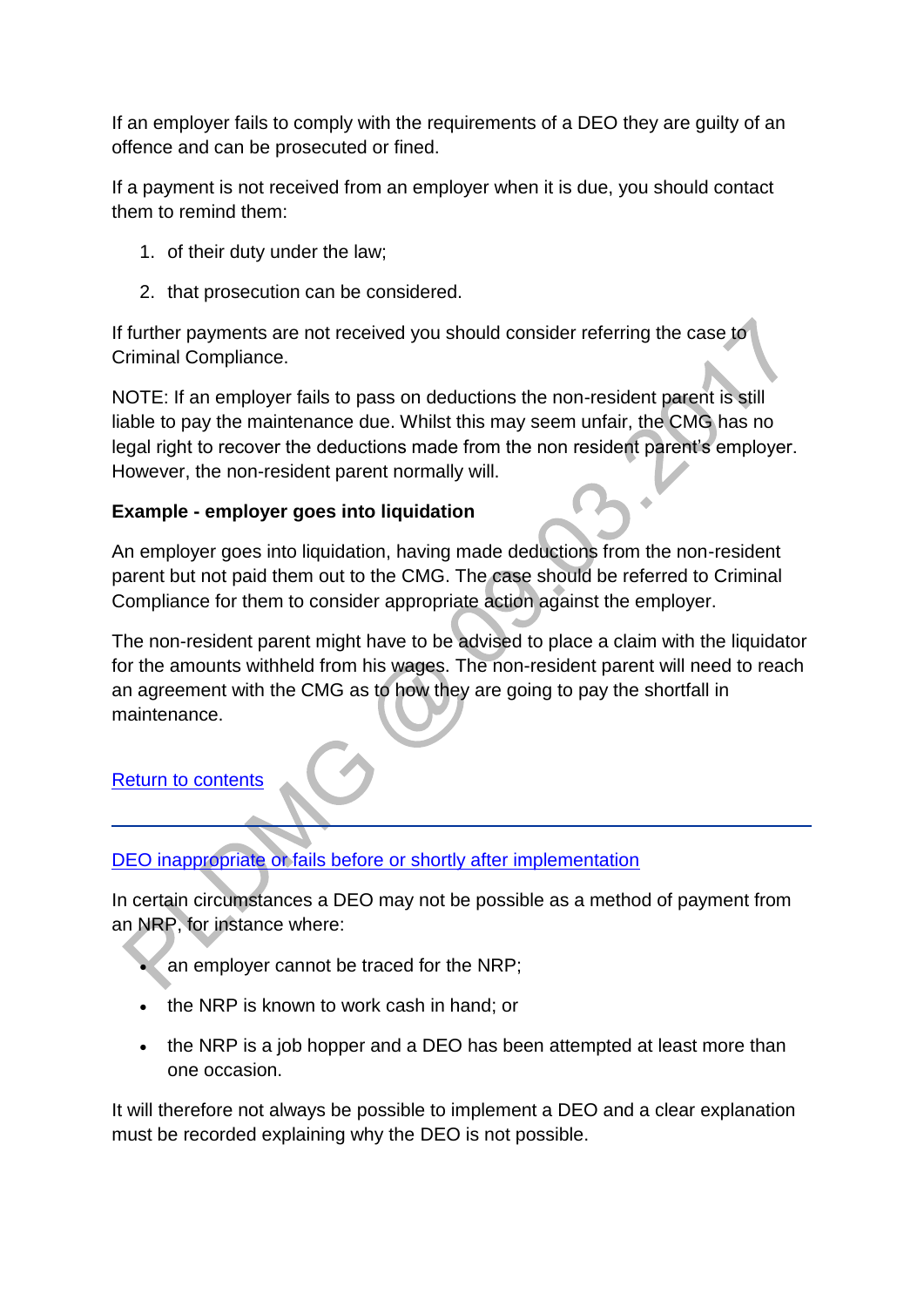If an employer fails to comply with the requirements of a DEO they are guilty of an offence and can be prosecuted or fined.

If a payment is not received from an employer when it is due, you should contact them to remind them:

1. of their duty under the law;
2. that prosecution can be considered.

If further payments are not received you should consider referring the case to Criminal Compliance.

NOTE: If an employer fails to pass on deductions the non-resident parent is still liable to pay the maintenance due. Whilst this may seem unfair, the CMG has no legal right to recover the deductions made from the non resident parent's employer. However, the non-resident parent normally will.

**Example - employer goes into liquidation**

An employer goes into liquidation, having made deductions from the non-resident parent but not paid them out to the CMG. The case should be referred to Criminal Compliance for them to consider appropriate action against the employer.

The non-resident parent might have to be advised to place a claim with the liquidator for the amounts withheld from his wages. The non-resident parent will need to reach an agreement with the CMG as to how they are going to pay the shortfall in maintenance.

Return to contents

---

DEO inappropriate or fails before or shortly after implementation

In certain circumstances a DEO may not be possible as a method of payment from an NRP, for instance where:

- an employer cannot be traced for the NRP;
- the NRP is known to work cash in hand; or
- the NRP is a job hopper and a DEO has been attempted at least more than one occasion.

It will therefore not always be possible to implement a DEO and a clear explanation must be recorded explaining why the DEO is not possible.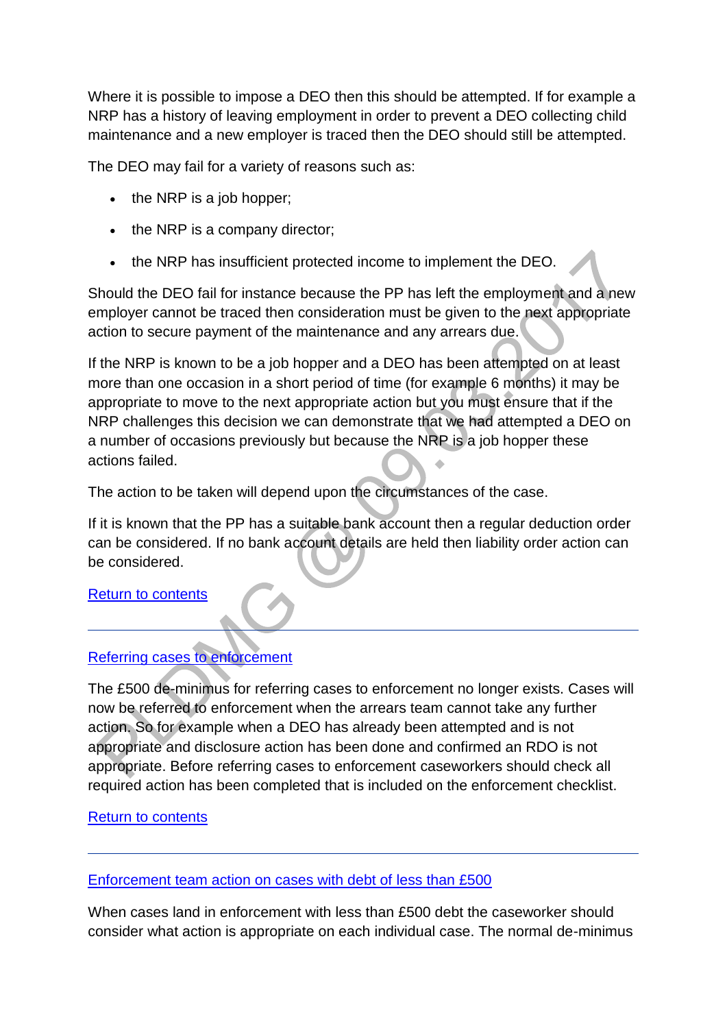Where it is possible to impose a DEO then this should be attempted. If for example a NRP has a history of leaving employment in order to prevent a DEO collecting child maintenance and a new employer is traced then the DEO should still be attempted.

The DEO may fail for a variety of reasons such as:

- the NRP is a job hopper;
- the NRP is a company director;
- the NRP has insufficient protected income to implement the DEO.

Should the DEO fail for instance because the PP has left the employment and a new employer cannot be traced then consideration must be given to the next appropriate action to secure payment of the maintenance and any arrears due.

If the NRP is known to be a job hopper and a DEO has been attempted on at least more than one occasion in a short period of time (for example 6 months) it may be appropriate to move to the next appropriate action but you must ensure that if the NRP challenges this decision we can demonstrate that we had attempted a DEO on a number of occasions previously but because the NRP is a job hopper these actions failed.

The action to be taken will depend upon the circumstances of the case.

If it is known that the PP has a suitable bank account then a regular deduction order can be considered. If no bank account details are held then liability order action can be considered.

[Return to contents]

---

## [Referring cases to enforcement]

The £500 de-minimus for referring cases to enforcement no longer exists. Cases will now be referred to enforcement when the arrears team cannot take any further action. So for example when a DEO has already been attempted and is not appropriate and disclosure action has been done and confirmed an RDO is not appropriate. Before referring cases to enforcement caseworkers should check all required action has been completed that is included on the enforcement checklist.

[Return to contents]

---

## [Enforcement team action on cases with debt of less than £500]

When cases land in enforcement with less than £500 debt the caseworker should consider what action is appropriate on each individual case. The normal de-minimus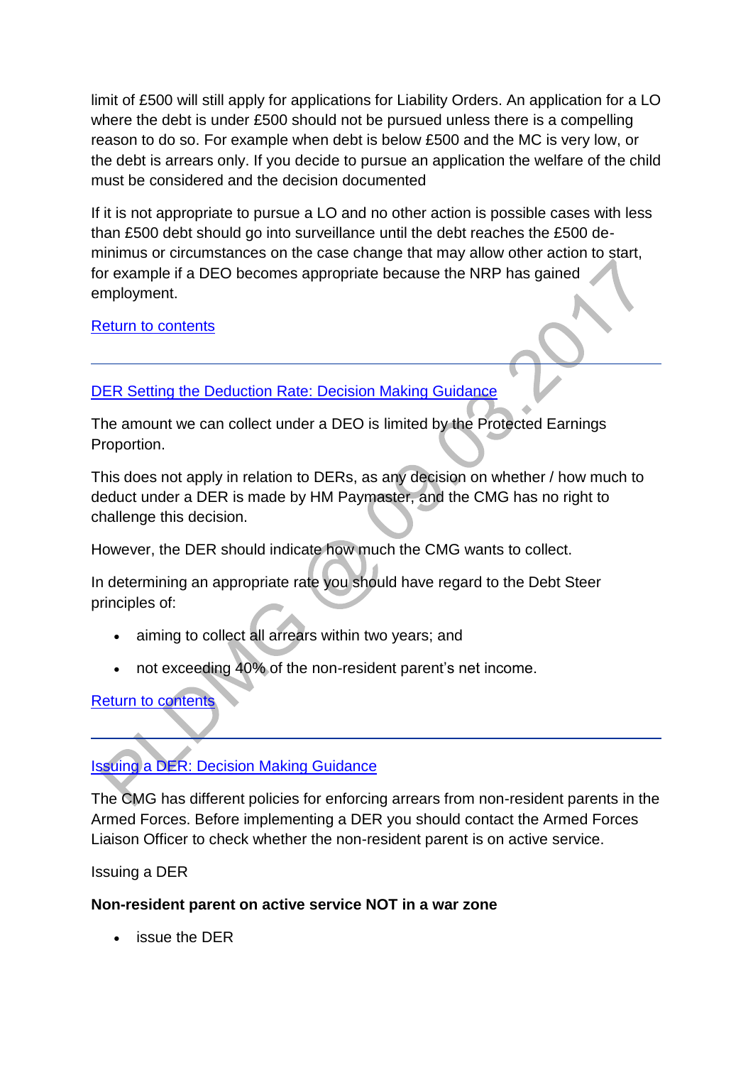limit of £500 will still apply for applications for Liability Orders. An application for a LO where the debt is under £500 should not be pursued unless there is a compelling reason to do so. For example when debt is below £500 and the MC is very low, or the debt is arrears only. If you decide to pursue an application the welfare of the child must be considered and the decision documented

If it is not appropriate to pursue a LO and no other action is possible cases with less than £500 debt should go into surveillance until the debt reaches the £500 de-minimus or circumstances on the case change that may allow other action to start, for example if a DEO becomes appropriate because the NRP has gained employment.

Return to contents

---

## DER Setting the Deduction Rate: Decision Making Guidance

The amount we can collect under a DEO is limited by the Protected Earnings Proportion.

This does not apply in relation to DERs, as any decision on whether / how much to deduct under a DER is made by HM Paymaster, and the CMG has no right to challenge this decision.

However, the DER should indicate how much the CMG wants to collect.

In determining an appropriate rate you should have regard to the Debt Steer principles of:

- aiming to collect all arrears within two years; and
- not exceeding 40% of the non-resident parent's net income.

Return to contents

---

## Issuing a DER: Decision Making Guidance

The CMG has different policies for enforcing arrears from non-resident parents in the Armed Forces. Before implementing a DER you should contact the Armed Forces Liaison Officer to check whether the non-resident parent is on active service.

Issuing a DER

**Non-resident parent on active service NOT in a war zone**

- issue the DER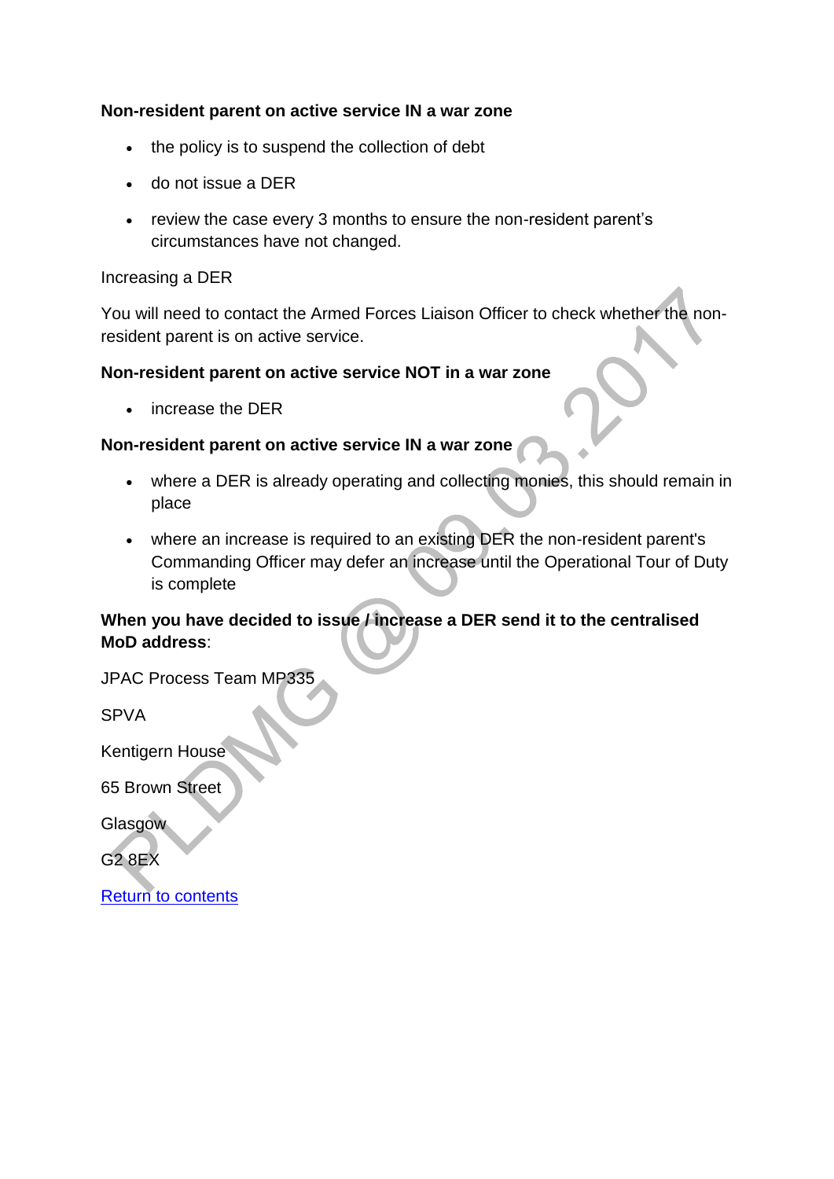**Non-resident parent on active service IN a war zone**

- the policy is to suspend the collection of debt
- do not issue a DER
- review the case every 3 months to ensure the non-resident parent's circumstances have not changed.

Increasing a DER

You will need to contact the Armed Forces Liaison Officer to check whether the non-resident parent is on active service.

**Non-resident parent on active service NOT in a war zone**

- increase the DER

**Non-resident parent on active service IN a war zone**

- where a DER is already operating and collecting monies, this should remain in place
- where an increase is required to an existing DER the non-resident parent's Commanding Officer may defer an increase until the Operational Tour of Duty is complete

**When you have decided to issue / increase a DER send it to the centralised MoD address**:

JPAC Process Team MP335

SPVA

Kentigern House

65 Brown Street

Glasgow

G2 8EX

Return to contents